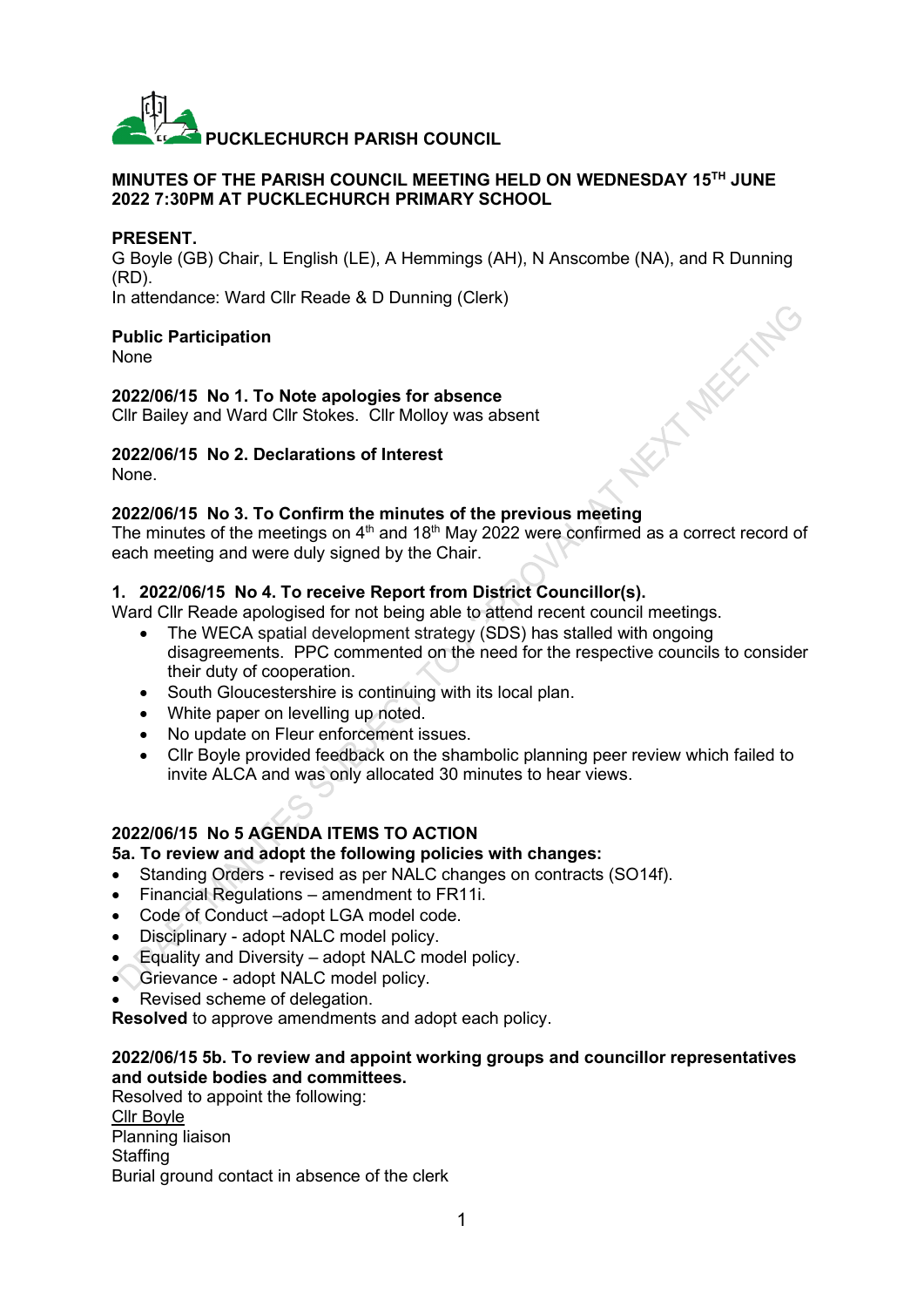# PUCKLECHURCH PARISH COUNCIL

**MINUTES OF THE PARISH COUNCIL MEETING HELD ON WEDNESDAY 15TH JUNE 2022 7:30PM AT PUCKLECHURCH PRIMARY SCHOOL**

**PRESENT.**
G Boyle (GB) Chair, L English (LE), A Hemmings (AH), N Anscombe (NA), and R Dunning (RD).
In attendance: Ward Cllr Reade & D Dunning (Clerk)

**Public Participation**
None

**2022/06/15 No 1. To Note apologies for absence**
Cllr Bailey and Ward Cllr Stokes. Cllr Molloy was absent

**2022/06/15 No 2. Declarations of Interest**
None.

**2022/06/15 No 3. To Confirm the minutes of the previous meeting**
The minutes of the meetings on 4th and 18th May 2022 were confirmed as a correct record of each meeting and were duly signed by the Chair.

**1. 2022/06/15 No 4. To receive Report from District Councillor(s).**
Ward Cllr Reade apologised for not being able to attend recent council meetings.

- The WECA spatial development strategy (SDS) has stalled with ongoing disagreements. PPC commented on the need for the respective councils to consider their duty of cooperation.
- South Gloucestershire is continuing with its local plan.
- White paper on levelling up noted.
- No update on Fleur enforcement issues.
- Cllr Boyle provided feedback on the shambolic planning peer review which failed to invite ALCA and was only allocated 30 minutes to hear views.

**2022/06/15 No 5 AGENDA ITEMS TO ACTION**
**5a. To review and adopt the following policies with changes:**

- Standing Orders - revised as per NALC changes on contracts (SO14f).
- Financial Regulations – amendment to FR11i.
- Code of Conduct –adopt LGA model code.
- Disciplinary - adopt NALC model policy.
- Equality and Diversity – adopt NALC model policy.
- Grievance - adopt NALC model policy.
- Revised scheme of delegation.

**Resolved** to approve amendments and adopt each policy.

**2022/06/15 5b. To review and appoint working groups and councillor representatives and outside bodies and committees.**
Resolved to appoint the following:
<u>Cllr Boyle</u>
Planning liaison
Staffing
Burial ground contact in absence of the clerk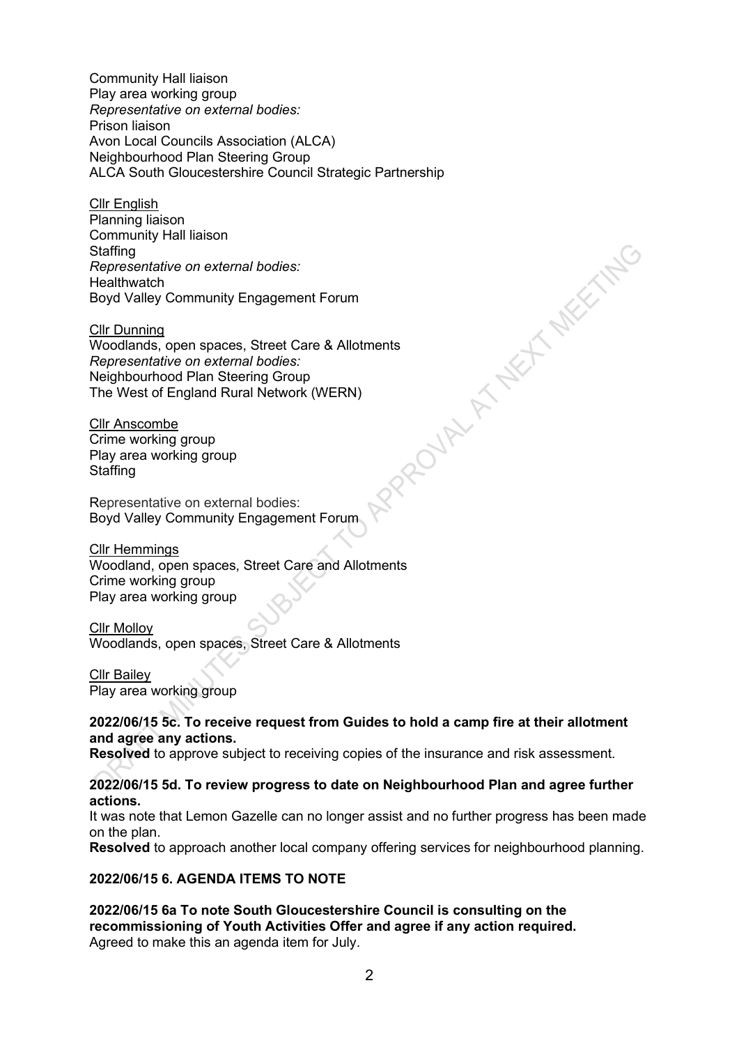Community Hall liaison
Play area working group
*Representative on external bodies:*
Prison liaison
Avon Local Councils Association (ALCA)
Neighbourhood Plan Steering Group
ALCA South Gloucestershire Council Strategic Partnership

Cllr English
Planning liaison
Community Hall liaison
Staffing
*Representative on external bodies:*
Healthwatch
Boyd Valley Community Engagement Forum

Cllr Dunning
Woodlands, open spaces, Street Care & Allotments
*Representative on external bodies:*
Neighbourhood Plan Steering Group
The West of England Rural Network (WERN)

Cllr Anscombe
Crime working group
Play area working group
Staffing

Representative on external bodies:
Boyd Valley Community Engagement Forum

Cllr Hemmings
Woodland, open spaces, Street Care and Allotments
Crime working group
Play area working group

Cllr Molloy
Woodlands, open spaces, Street Care & Allotments

Cllr Bailey
Play area working group

**2022/06/15 5c. To receive request from Guides to hold a camp fire at their allotment and agree any actions.**
**Resolved** to approve subject to receiving copies of the insurance and risk assessment.

**2022/06/15 5d. To review progress to date on Neighbourhood Plan and agree further actions.**
It was note that Lemon Gazelle can no longer assist and no further progress has been made on the plan.
**Resolved** to approach another local company offering services for neighbourhood planning.

**2022/06/15 6. AGENDA ITEMS TO NOTE**

**2022/06/15 6a To note South Gloucestershire Council is consulting on the recommissioning of Youth Activities Offer and agree if any action required.**
Agreed to make this an agenda item for July.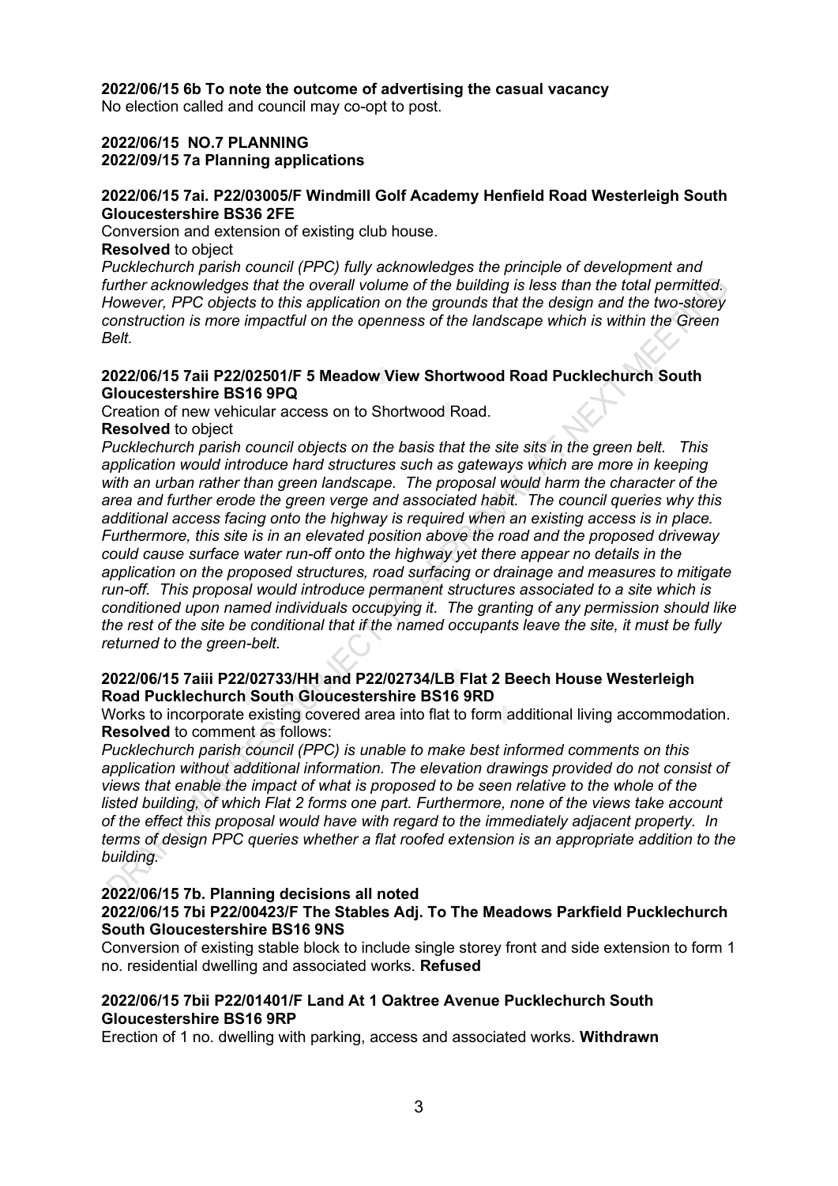**2022/06/15 6b To note the outcome of advertising the casual vacancy**
No election called and council may co-opt to post.

**2022/06/15 NO.7 PLANNING**
**2022/09/15 7a Planning applications**

**2022/06/15 7ai. P22/03005/F Windmill Golf Academy Henfield Road Westerleigh South Gloucestershire BS36 2FE**

Conversion and extension of existing club house.

**Resolved** to object

*Pucklechurch parish council (PPC) fully acknowledges the principle of development and further acknowledges that the overall volume of the building is less than the total permitted. However, PPC objects to this application on the grounds that the design and the two-storey construction is more impactful on the openness of the landscape which is within the Green Belt.*

**2022/06/15 7aii P22/02501/F 5 Meadow View Shortwood Road Pucklechurch South Gloucestershire BS16 9PQ**

Creation of new vehicular access on to Shortwood Road.

**Resolved** to object

*Pucklechurch parish council objects on the basis that the site sits in the green belt. This application would introduce hard structures such as gateways which are more in keeping with an urban rather than green landscape. The proposal would harm the character of the area and further erode the green verge and associated habit. The council queries why this additional access facing onto the highway is required when an existing access is in place. Furthermore, this site is in an elevated position above the road and the proposed driveway could cause surface water run-off onto the highway yet there appear no details in the application on the proposed structures, road surfacing or drainage and measures to mitigate run-off. This proposal would introduce permanent structures associated to a site which is conditioned upon named individuals occupying it. The granting of any permission should like the rest of the site be conditional that if the named occupants leave the site, it must be fully returned to the green-belt.*

**2022/06/15 7aiii P22/02733/HH and P22/02734/LB Flat 2 Beech House Westerleigh Road Pucklechurch South Gloucestershire BS16 9RD**

Works to incorporate existing covered area into flat to form additional living accommodation.

**Resolved** to comment as follows:

*Pucklechurch parish council (PPC) is unable to make best informed comments on this application without additional information. The elevation drawings provided do not consist of views that enable the impact of what is proposed to be seen relative to the whole of the listed building, of which Flat 2 forms one part. Furthermore, none of the views take account of the effect this proposal would have with regard to the immediately adjacent property. In terms of design PPC queries whether a flat roofed extension is an appropriate addition to the building.*

**2022/06/15 7b. Planning decisions all noted**

**2022/06/15 7bi P22/00423/F The Stables Adj. To The Meadows Parkfield Pucklechurch South Gloucestershire BS16 9NS**

Conversion of existing stable block to include single storey front and side extension to form 1 no. residential dwelling and associated works. **Refused**

**2022/06/15 7bii P22/01401/F Land At 1 Oaktree Avenue Pucklechurch South Gloucestershire BS16 9RP**

Erection of 1 no. dwelling with parking, access and associated works. **Withdrawn**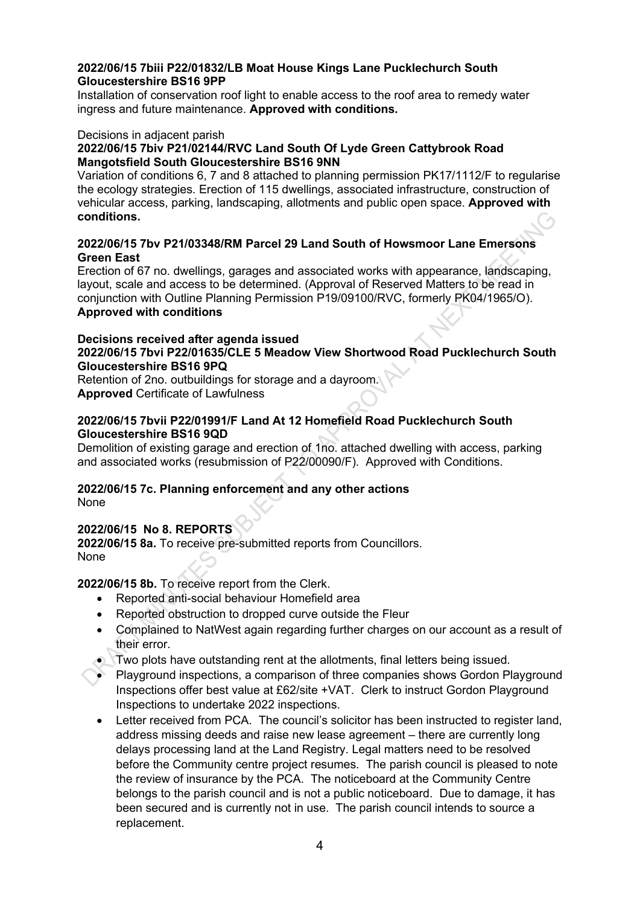**2022/06/15 7biii P22/01832/LB Moat House Kings Lane Pucklechurch South Gloucestershire BS16 9PP**

Installation of conservation roof light to enable access to the roof area to remedy water ingress and future maintenance. **Approved with conditions.**

Decisions in adjacent parish

**2022/06/15 7biv P21/02144/RVC Land South Of Lyde Green Cattybrook Road Mangotsfield South Gloucestershire BS16 9NN**

Variation of conditions 6, 7 and 8 attached to planning permission PK17/1112/F to regularise the ecology strategies. Erection of 115 dwellings, associated infrastructure, construction of vehicular access, parking, landscaping, allotments and public open space. **Approved with conditions.**

**2022/06/15 7bv P21/03348/RM Parcel 29 Land South of Howsmoor Lane Emersons Green East**

Erection of 67 no. dwellings, garages and associated works with appearance, landscaping, layout, scale and access to be determined. (Approval of Reserved Matters to be read in conjunction with Outline Planning Permission P19/09100/RVC, formerly PK04/1965/O).

**Approved with conditions**

**Decisions received after agenda issued**

**2022/06/15 7bvi P22/01635/CLE 5 Meadow View Shortwood Road Pucklechurch South Gloucestershire BS16 9PQ**

Retention of 2no. outbuildings for storage and a dayroom.

**Approved** Certificate of Lawfulness

**2022/06/15 7bvii P22/01991/F Land At 12 Homefield Road Pucklechurch South Gloucestershire BS16 9QD**

Demolition of existing garage and erection of 1no. attached dwelling with access, parking and associated works (resubmission of P22/00090/F). Approved with Conditions.

**2022/06/15 7c. Planning enforcement and any other actions**

None

**2022/06/15 No 8. REPORTS**

**2022/06/15 8a.** To receive pre-submitted reports from Councillors.

None

**2022/06/15 8b.** To receive report from the Clerk.

- Reported anti-social behaviour Homefield area
- Reported obstruction to dropped curve outside the Fleur
- Complained to NatWest again regarding further charges on our account as a result of their error.
- Two plots have outstanding rent at the allotments, final letters being issued.
- Playground inspections, a comparison of three companies shows Gordon Playground Inspections offer best value at £62/site +VAT. Clerk to instruct Gordon Playground Inspections to undertake 2022 inspections.
- Letter received from PCA. The council's solicitor has been instructed to register land, address missing deeds and raise new lease agreement – there are currently long delays processing land at the Land Registry. Legal matters need to be resolved before the Community centre project resumes. The parish council is pleased to note the review of insurance by the PCA. The noticeboard at the Community Centre belongs to the parish council and is not a public noticeboard. Due to damage, it has been secured and is currently not in use. The parish council intends to source a replacement.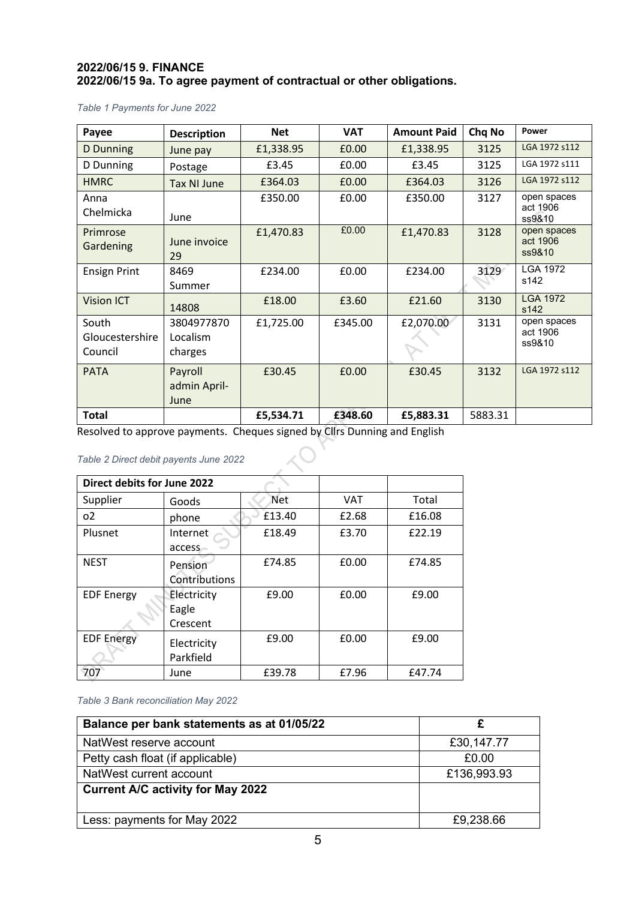### 2022/06/15 9. FINANCE
### 2022/06/15 9a. To agree payment of contractual or other obligations.

*Table 1 Payments for June 2022*

| Payee | Description | Net | VAT | Amount Paid | Chq No | Power |
|---|---|---|---|---|---|---|
| D Dunning | June pay | £1,338.95 | £0.00 | £1,338.95 | 3125 | LGA 1972 s112 |
| D Dunning | Postage | £3.45 | £0.00 | £3.45 | 3125 | LGA 1972 s111 |
| HMRC | Tax NI June | £364.03 | £0.00 | £364.03 | 3126 | LGA 1972 s112 |
| Anna Chelmicka | June | £350.00 | £0.00 | £350.00 | 3127 | open spaces act 1906 ss9&10 |
| Primrose Gardening | June invoice 29 | £1,470.83 | £0.00 | £1,470.83 | 3128 | open spaces act 1906 ss9&10 |
| Ensign Print | 8469 Summer | £234.00 | £0.00 | £234.00 | 3129 | LGA 1972 s142 |
| Vision ICT | 14808 | £18.00 | £3.60 | £21.60 | 3130 | LGA 1972 s142 |
| South Gloucestershire Council | 3804977870 Localism charges | £1,725.00 | £345.00 | £2,070.00 | 3131 | open spaces act 1906 ss9&10 |
| PATA | Payroll admin April-June | £30.45 | £0.00 | £30.45 | 3132 | LGA 1972 s112 |
| **Total** | | **£5,534.71** | **£348.60** | **£5,883.31** | 5883.31 | |

Resolved to approve payments. Cheques signed by Cllrs Dunning and English

*Table 2 Direct debit payents June 2022*

| Direct debits for June 2022 | | | | |
|---|---|---|---|---|
| Supplier | Goods | Net | VAT | Total |
| o2 | phone | £13.40 | £2.68 | £16.08 |
| Plusnet | Internet access | £18.49 | £3.70 | £22.19 |
| NEST | Pension Contributions | £74.85 | £0.00 | £74.85 |
| EDF Energy | Electricity Eagle Crescent | £9.00 | £0.00 | £9.00 |
| EDF Energy | Electricity Parkfield | £9.00 | £0.00 | £9.00 |
| 707 | June | £39.78 | £7.96 | £47.74 |

*Table 3 Bank reconciliation May 2022*

| Balance per bank statements as at 01/05/22 | £ |
|---|---|
| NatWest reserve account | £30,147.77 |
| Petty cash float (if applicable) | £0.00 |
| NatWest current account | £136,993.93 |
| **Current A/C activity for May 2022** | |
| Less: payments for May 2022 | £9,238.66 |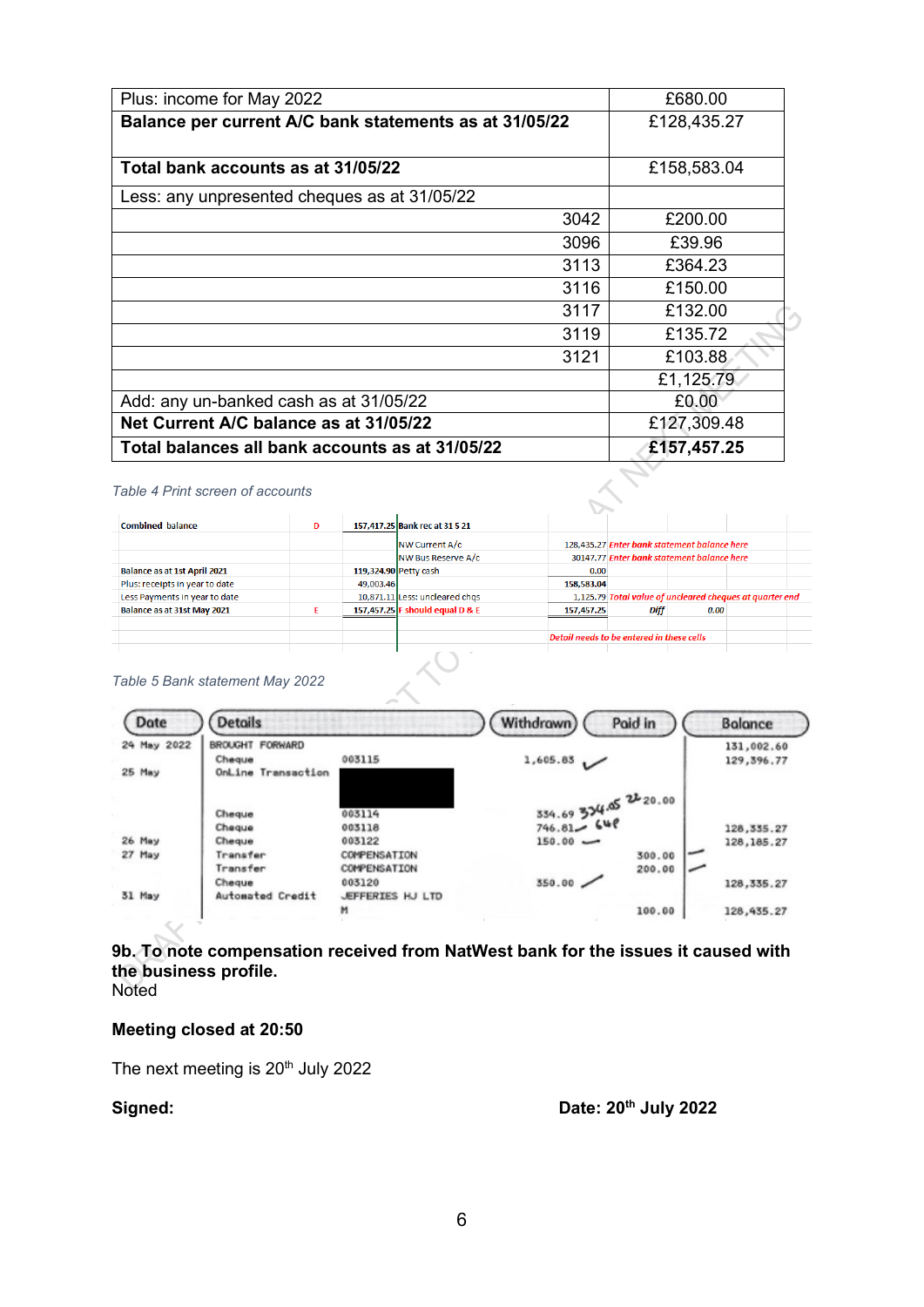| | |
|---|---|
| Plus: income for May 2022 | £680.00 |
| **Balance per current A/C bank statements as at 31/05/22** | £128,435.27 |
| **Total bank accounts as at 31/05/22** | £158,583.04 |
| Less: any unpresented cheques as at 31/05/22 | |
| 3042 | £200.00 |
| 3096 | £39.96 |
| 3113 | £364.23 |
| 3116 | £150.00 |
| 3117 | £132.00 |
| 3119 | £135.72 |
| 3121 | £103.88 |
| | £1,125.79 |
| Add: any un-banked cash as at 31/05/22 | £0.00 |
| **Net Current A/C balance as at 31/05/22** | £127,309.48 |
| **Total balances all bank accounts as at 31/05/22** | **£157,457.25** |

*Table 4 Print screen of accounts*

| | | | | | | | |
|---|---|---|---|---|---|---|---|
| Combined balance | D | 157,417.25 | Bank rec at 31 5 21 | | | | |
| | | | NW Current A/c | 128,435.27 | Enter bank statement balance here | | |
| | | | NW Bus Reserve A/c | 30147.77 | Enter bank statement balance here | | |
| Balance as at 1st April 2021 | | 119,324.90 | Petty cash | 0.00 | | | |
| Plus: receipts in year to date | | 49,003.46 | | 158,583.04 | | | |
| Less Payments in year to date | | 10,871.11 | Less: uncleared chqs | 1,125.79 | Total value of uncleared cheques at quarter end | | |
| Balance as at 31st May 2021 | E | 157,457.25 | F should equal D & E | 157,457.25 | Diff | 0.00 | |
| | | | | Detail needs to be entered in these cells | | | |

*Table 5 Bank statement May 2022*

| Date | Details | | Withdrawn | Paid in | Balance |
|---|---|---|---|---|---|
| 24 May 2022 | BROUGHT FORWARD | | | | 131,002.60 |
| | Cheque | 003115 | 1,605.83 | | 129,396.77 |
| 25 May | OnLine Transaction | | | 20.00 | |
| | Cheque | 003114 | 334.69 | | |
| | Cheque | 003118 | 746.81 | | 128,335.27 |
| 26 May | Cheque | 003122 | 150.00 | | 128,185.27 |
| 27 May | Transfer | COMPENSATION | | 300.00 | |
| | Transfer | COMPENSATION | | 200.00 | |
| | Cheque | 003120 | 350.00 | | 128,335.27 |
| 31 May | Automated Credit | JEFFERIES HJ LTD M | | 100.00 | 128,435.27 |

**9b. To note compensation received from NatWest bank for the issues it caused with the business profile.**
Noted

**Meeting closed at 20:50**

The next meeting is 20th July 2022

**Signed:** **Date: 20th July 2022**